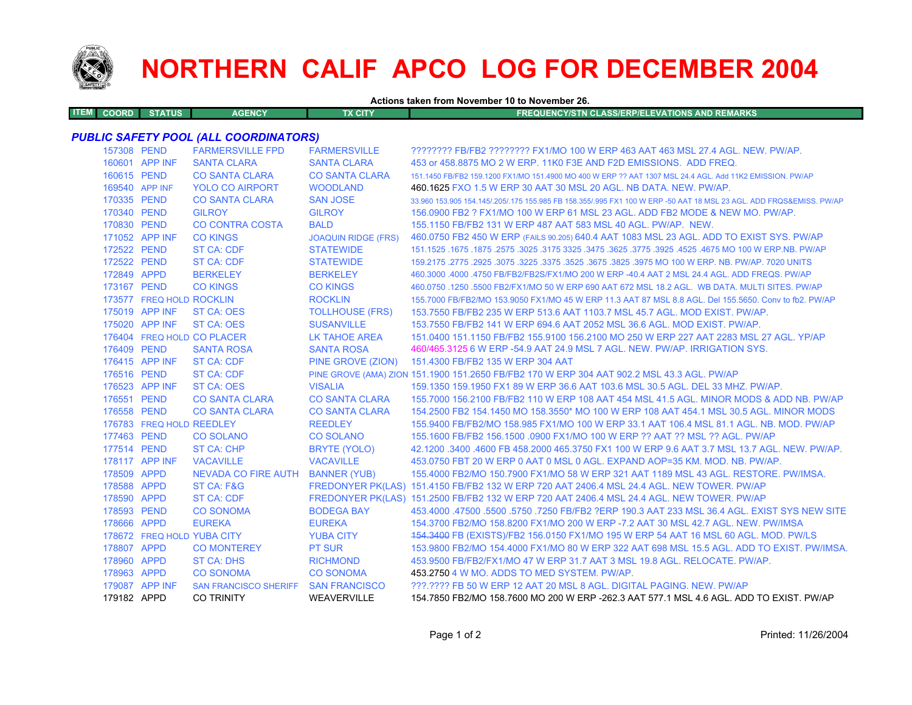# NORTHERN CALIF APCO LOG FOR DECEMBER 2004

**Actions taken from November 10 to November 26.**

| ITEM | COORD | STATUS | AGENCY | TX CITY | FREQUENCY/STN CLASS/ERP/ELEVATIONS AND REMARKS |
|---|---|---|---|---|---|

## *PUBLIC SAFETY POOL (ALL COORDINATORS)*

| ITEM | COORD | STATUS | AGENCY | TX CITY | FREQUENCY/STN CLASS/ERP/ELEVATIONS AND REMARKS |
|---|---|---|---|---|---|
| | 157308 | PEND | FARMERSVILLE FPD | FARMERSVILLE | ???????? FB/FB2 ???????? FX1/MO 100 W ERP 463 AAT 463 MSL 27.4 AGL. NEW. PW/AP. |
| | 160601 | APP INF | SANTA CLARA | SANTA CLARA | 453 or 458.8875 MO 2 W ERP. 11K0 F3E AND F2D EMISSIONS. ADD FREQ. |
| | 160615 | PEND | CO SANTA CLARA | CO SANTA CLARA | 151.1450 FB/FB2 159.1200 FX1/MO 151.4900 MO 400 W ERP ?? AAT 1307 MSL 24.4 AGL. Add 11K2 EMISSION. PW/AP |
| | 169540 | APP INF | YOLO CO AIRPORT | WOODLAND | 460.1625 FXO 1.5 W ERP 30 AAT 30 MSL 20 AGL. NB DATA. NEW. PW/AP. |
| | 170335 | PEND | CO SANTA CLARA | SAN JOSE | 33.960 153.905 154.145/.205/.175 155.985 FB 158.355/.995 FX1 100 W ERP -50 AAT 18 MSL 23 AGL. ADD FRQS&EMISS. PW/AP |
| | 170340 | PEND | GILROY | GILROY | 156.0900 FB2 ? FX1/MO 100 W ERP 61 MSL 23 AGL. ADD FB2 MODE & NEW MO. PW/AP. |
| | 170830 | PEND | CO CONTRA COSTA | BALD | 155.1150 FB/FB2 131 W ERP 487 AAT 583 MSL 40 AGL. PW/AP. NEW. |
| | 171052 | APP INF | CO KINGS | JOAQUIN RIDGE (FRS) | 460.0750 FB2 450 W ERP (FAILS 90.205) 640.4 AAT 1083 MSL 23 AGL. ADD TO EXIST SYS. PW/AP |
| | 172522 | PEND | ST CA: CDF | STATEWIDE | 151.1525 .1675 .1875 .2575 .3025 .3175 3325 .3475 .3625 .3775 .3925 .4525 .4675 MO 100 W ERP.NB. PW/AP |
| | 172522 | PEND | ST CA: CDF | STATEWIDE | 159.2175 .2775 .2925 .3075 .3225 .3375 .3525 .3675 .3825 .3975 MO 100 W ERP. NB. PW/AP. 7020 UNITS |
| | 172849 | APPD | BERKELEY | BERKELEY | 460.3000 .4000 .4750 FB/FB2/FB2S/FX1/MO 200 W ERP -40.4 AAT 2 MSL 24.4 AGL. ADD FREQS. PW/AP |
| | 173167 | PEND | CO KINGS | CO KINGS | 460.0750 .1250 .5500 FB2/FX1/MO 50 W ERP 690 AAT 672 MSL 18.2 AGL. WB DATA. MULTI SITES. PW/AP |
| | 173577 | FREQ HOLD | ROCKLIN | ROCKLIN | 155.7000 FB/FB2/MO 153.9050 FX1/MO 45 W ERP 11.3 AAT 87 MSL 8.8 AGL. Del 155.5650. Conv to fb2. PW/AP |
| | 175019 | APP INF | ST CA: OES | TOLLHOUSE (FRS) | 153.7550 FB/FB2 235 W ERP 513.6 AAT 1103.7 MSL 45.7 AGL. MOD EXIST. PW/AP. |
| | 175020 | APP INF | ST CA: OES | SUSANVILLE | 153.7550 FB/FB2 141 W ERP 694.6 AAT 2052 MSL 36.6 AGL. MOD EXIST. PW/AP. |
| | 176404 | FREQ HOLD | CO PLACER | LK TAHOE AREA | 151.0400 151.1150 FB/FB2 155.9100 156.2100 MO 250 W ERP 227 AAT 2283 MSL 27 AGL. YP/AP |
| | 176409 | PEND | SANTA ROSA | SANTA ROSA | 460/465.3125 6 W ERP -54.9 AAT 24.9 MSL 7 AGL. NEW. PW/AP. IRRIGATION SYS. |
| | 176415 | APP INF | ST CA: CDF | PINE GROVE (ZION) | 151.4300 FB/FB2 135 W ERP 304 AAT |
| | 176516 | PEND | ST CA: CDF | PINE GROVE (AMA) ZION | 151.1900 151.2650 FB/FB2 170 W ERP 304 AAT 902.2 MSL 43.3 AGL. PW/AP |
| | 176523 | APP INF | ST CA: OES | VISALIA | 159.1350 159.1950 FX1 89 W ERP 36.6 AAT 103.6 MSL 30.5 AGL. DEL 33 MHZ. PW/AP. |
| | 176551 | PEND | CO SANTA CLARA | CO SANTA CLARA | 155.7000 156.2100 FB/FB2 110 W ERP 108 AAT 454 MSL 41.5 AGL. MINOR MODS & ADD NB. PW/AP |
| | 176558 | PEND | CO SANTA CLARA | CO SANTA CLARA | 154.2500 FB2 154.1450 MO 158.3550* MO 100 W ERP 108 AAT 454.1 MSL 30.5 AGL. MINOR MODS |
| | 176783 | FREQ HOLD | REEDLEY | REEDLEY | 155.9400 FB/FB2/MO 158.985 FX1/MO 100 W ERP 33.1 AAT 106.4 MSL 81.1 AGL. NB. MOD. PW/AP |
| | 177463 | PEND | CO SOLANO | CO SOLANO | 155.1600 FB/FB2 156.1500 .0900 FX1/MO 100 W ERP ?? AAT ?? MSL ?? AGL. PW/AP |
| | 177514 | PEND | ST CA: CHP | BRYTE (YOLO) | 42.1200 .3400 .4600 FB 458.2000 465.3750 FX1 100 W ERP 9.6 AAT 3.7 MSL 13.7 AGL. NEW. PW/AP. |
| | 178117 | APP INF | VACAVILLE | VACAVILLE | 453.0750 FBT 20 W ERP 0 AAT 0 MSL 0 AGL. EXPAND AOP=35 KM. MOD. NB. PW/AP. |
| | 178509 | APPD | NEVADA CO FIRE AUTH | BANNER (YUB) | 155.4000 FB2/MO 150.7900 FX1/MO 58 W ERP 321 AAT 1189 MSL 43 AGL. RESTORE. PW/IMSA. |
| | 178588 | APPD | ST CA: F&G | FREDONYER PK(LAS) | 151.4150 FB/FB2 132 W ERP 720 AAT 2406.4 MSL 24.4 AGL. NEW TOWER. PW/AP |
| | 178590 | APPD | ST CA: CDF | FREDONYER PK(LAS) | 151.2500 FB/FB2 132 W ERP 720 AAT 2406.4 MSL 24.4 AGL. NEW TOWER. PW/AP |
| | 178593 | PEND | CO SONOMA | BODEGA BAY | 453.4000 .47500 .5500 .5750 .7250 FB/FB2 ?ERP 190.3 AAT 233 MSL 36.4 AGL. EXIST SYS NEW SITE |
| | 178666 | APPD | EUREKA | EUREKA | 154.3700 FB2/MO 158.8200 FX1/MO 200 W ERP -7.2 AAT 30 MSL 42.7 AGL. NEW. PW/IMSA |
| | 178672 | FREQ HOLD | YUBA CITY | YUBA CITY | ~~154.3400~~ FB (EXISTS)/FB2 156.0150 FX1/MO 195 W ERP 54 AAT 16 MSL 60 AGL. MOD. PW/LS |
| | 178807 | APPD | CO MONTEREY | PT SUR | 153.9800 FB2/MO 154.4000 FX1/MO 80 W ERP 322 AAT 698 MSL 15.5 AGL. ADD TO EXIST. PW/IMSA. |
| | 178960 | APPD | ST CA: DHS | RICHMOND | 453.9500 FB/FB2/FX1/MO 47 W ERP 31.7 AAT 3 MSL 19.8 AGL. RELOCATE. PW/AP. |
| | 178963 | APPD | CO SONOMA | CO SONOMA | 453.2750 4 W MO. ADDS TO MED SYSTEM. PW/AP. |
| | 179087 | APP INF | SAN FRANCISCO SHERIFF | SAN FRANCISCO | ???.???? FB 50 W ERP 12 AAT 20 MSL 8 AGL. DIGITAL PAGING. NEW. PW/AP |
| | 179182 | APPD | CO TRINITY | WEAVERVILLE | 154.7850 FB2/MO 158.7600 MO 200 W ERP -262.3 AAT 577.1 MSL 4.6 AGL. ADD TO EXIST. PW/AP |

Printed: 11/26/2004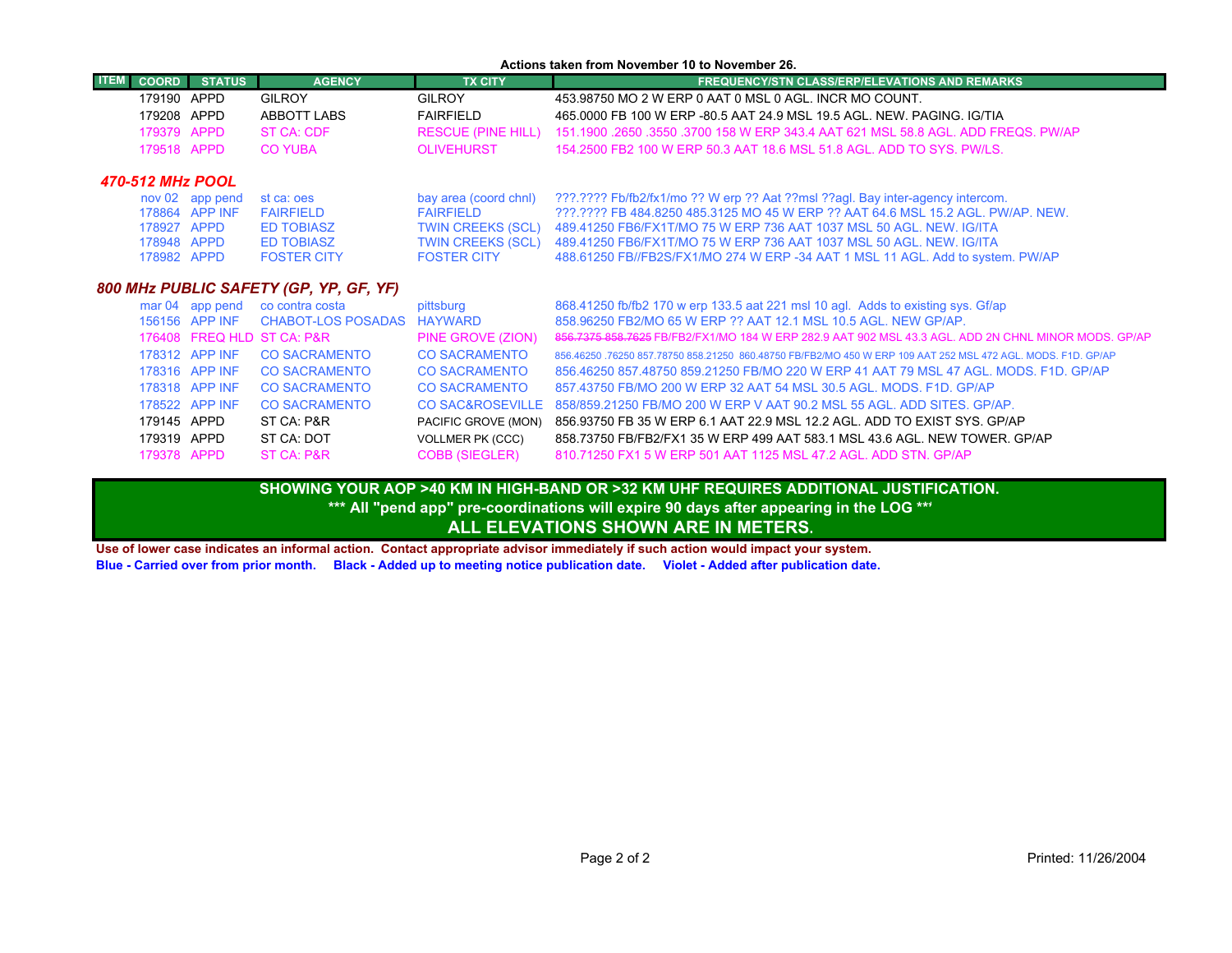**Actions taken from November 10 to November 26.**

| ITEM | COORD | STATUS | AGENCY | TX CITY | FREQUENCY/STN CLASS/ERP/ELEVATIONS AND REMARKS |
|---|---|---|---|---|---|
| | 179190 | APPD | GILROY | GILROY | 453.98750 MO 2 W ERP 0 AAT 0 MSL 0 AGL. INCR MO COUNT. |
| | 179208 | APPD | ABBOTT LABS | FAIRFIELD | 465.0000 FB 100 W ERP -80.5 AAT 24.9 MSL 19.5 AGL. NEW. PAGING. IG/TIA |
| | 179379 | APPD | ST CA: CDF | RESCUE (PINE HILL) | 151.1900 .2650 .3550 .3700 158 W ERP 343.4 AAT 621 MSL 58.8 AGL. ADD FREQS. PW/AP |
| | 179518 | APPD | CO YUBA | OLIVEHURST | 154.2500 FB2 100 W ERP 50.3 AAT 18.6 MSL 51.8 AGL. ADD TO SYS. PW/LS. |
| ***470-512 MHz POOL*** | | | | | |
| | nov 02 | app pend | st ca: oes | bay area (coord chnl) | ???.???? Fb/fb2/fx1/mo ?? W erp ?? Aat ??msl ??agl. Bay inter-agency intercom. |
| | 178864 | APP INF | FAIRFIELD | FAIRFIELD | ???.???? FB 484.8250 485.3125 MO 45 W ERP ?? AAT 64.6 MSL 15.2 AGL. PW/AP. NEW. |
| | 178927 | APPD | ED TOBIASZ | TWIN CREEKS (SCL) | 489.41250 FB6/FX1T/MO 75 W ERP 736 AAT 1037 MSL 50 AGL. NEW. IG/ITA |
| | 178948 | APPD | ED TOBIASZ | TWIN CREEKS (SCL) | 489.41250 FB6/FX1T/MO 75 W ERP 736 AAT 1037 MSL 50 AGL. NEW. IG/ITA |
| | 178982 | APPD | FOSTER CITY | FOSTER CITY | 488.61250 FB//FB2S/FX1/MO 274 W ERP -34 AAT 1 MSL 11 AGL. Add to system. PW/AP |
| ***800 MHz PUBLIC SAFETY (GP, YP, GF, YF)*** | | | | | |
| | mar 04 | app pend | co contra costa | pittsburg | 868.41250 fb/fb2 170 w erp 133.5 aat 221 msl 10 agl. Adds to existing sys. Gf/ap |
| | 156156 | APP INF | CHABOT-LOS POSADAS | HAYWARD | 858.96250 FB2/MO 65 W ERP ?? AAT 12.1 MSL 10.5 AGL. NEW GP/AP. |
| | 176408 | FREQ HLD | ST CA: P&R | PINE GROVE (ZION) | ~~856.7375 858.7625~~ FB/FB2/FX1/MO 184 W ERP 282.9 AAT 902 MSL 43.3 AGL. ADD 2N CHNL MINOR MODS. GP/AP |
| | 178312 | APP INF | CO SACRAMENTO | CO SACRAMENTO | 856.46250 .76250 857.78750 858.21250 860.48750 FB/FB2/MO 450 W ERP 109 AAT 252 MSL 472 AGL. MODS. F1D. GP/AP |
| | 178316 | APP INF | CO SACRAMENTO | CO SACRAMENTO | 856.46250 857.48750 859.21250 FB/MO 220 W ERP 41 AAT 79 MSL 47 AGL. MODS. F1D. GP/AP |
| | 178318 | APP INF | CO SACRAMENTO | CO SACRAMENTO | 857.43750 FB/MO 200 W ERP 32 AAT 54 MSL 30.5 AGL. MODS. F1D. GP/AP |
| | 178522 | APP INF | CO SACRAMENTO | CO SAC&ROSEVILLE | 858/859.21250 FB/MO 200 W ERP V AAT 90.2 MSL 55 AGL. ADD SITES. GP/AP. |
| | 179145 | APPD | ST CA: P&R | PACIFIC GROVE (MON) | 856.93750 FB 35 W ERP 6.1 AAT 22.9 MSL 12.2 AGL. ADD TO EXIST SYS. GP/AP |
| | 179319 | APPD | ST CA: DOT | VOLLMER PK (CCC) | 858.73750 FB/FB2/FX1 35 W ERP 499 AAT 583.1 MSL 43.6 AGL. NEW TOWER. GP/AP |
| | 179378 | APPD | ST CA: P&R | COBB (SIEGLER) | 810.71250 FX1 5 W ERP 501 AAT 1125 MSL 47.2 AGL. ADD STN. GP/AP |

**SHOWING YOUR AOP >40 KM IN HIGH-BAND OR >32 KM UHF REQUIRES ADDITIONAL JUSTIFICATION.**

**\*\*\* All "pend app" pre-coordinations will expire 90 days after appearing in the LOG \*\*\***

**ALL ELEVATIONS SHOWN ARE IN METERS.**

**Use of lower case indicates an informal action. Contact appropriate advisor immediately if such action would impact your system.**

**Blue - Carried over from prior month. Black - Added up to meeting notice publication date. Violet - Added after publication date.**

Printed: 11/26/2004